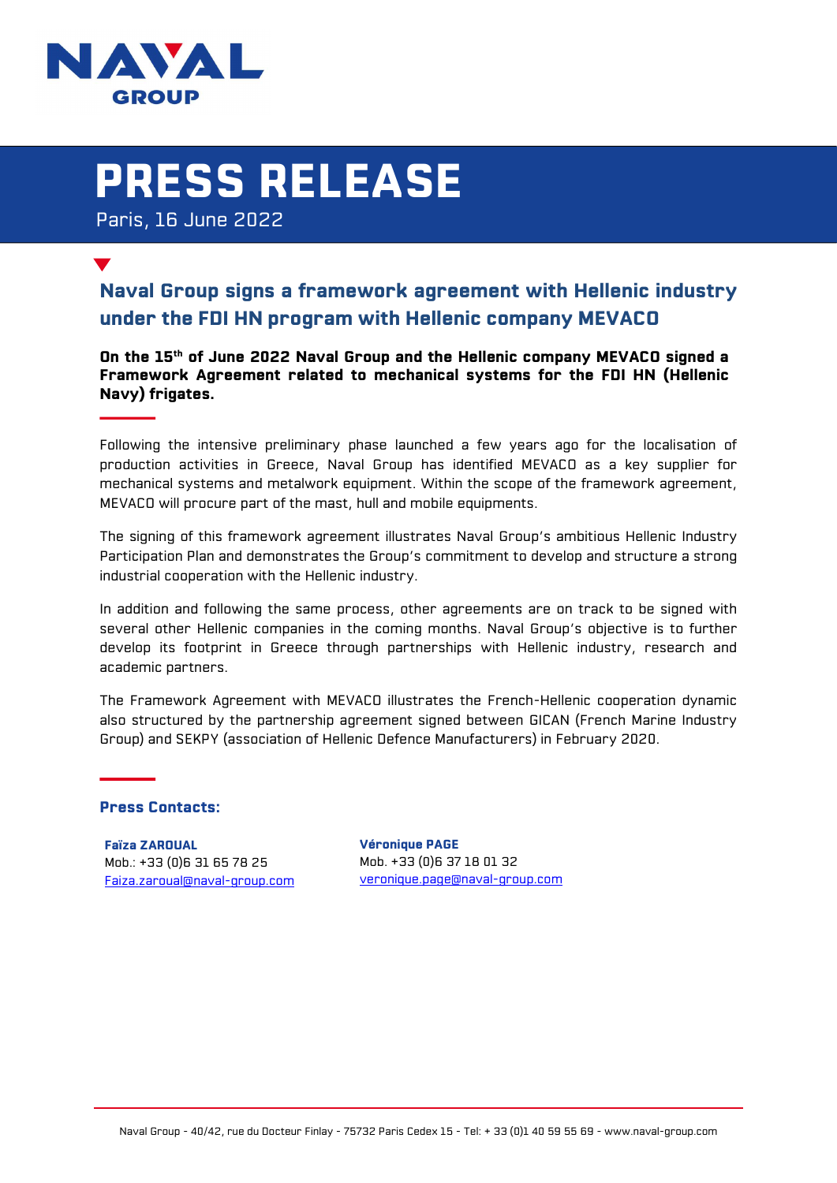NAVAL GROUP

# PRESS RELEASE

Paris, 16 June 2022

## Naval Group signs a framework agreement with Hellenic industry under the FDI HN program with Hellenic company MEVACO

**On the 15th of June 2022 Naval Group and the Hellenic company MEVACO signed a Framework Agreement related to mechanical systems for the FDI HN (Hellenic Navy) frigates.**

Following the intensive preliminary phase launched a few years ago for the localisation of production activities in Greece, Naval Group has identified MEVACO as a key supplier for mechanical systems and metalwork equipment. Within the scope of the framework agreement, MEVACO will procure part of the mast, hull and mobile equipments.

The signing of this framework agreement illustrates Naval Group's ambitious Hellenic Industry Participation Plan and demonstrates the Group's commitment to develop and structure a strong industrial cooperation with the Hellenic industry.

In addition and following the same process, other agreements are on track to be signed with several other Hellenic companies in the coming months. Naval Group's objective is to further develop its footprint in Greece through partnerships with Hellenic industry, research and academic partners.

The Framework Agreement with MEVACO illustrates the French-Hellenic cooperation dynamic also structured by the partnership agreement signed between GICAN (French Marine Industry Group) and SEKPY (association of Hellenic Defence Manufacturers) in February 2020.

### Press Contacts:

**Faïza ZAROUAL**
Mob.: +33 (0)6 31 65 78 25
Faiza.zaroual@naval-group.com

**Véronique PAGE**
Mob. +33 (0)6 37 18 01 32
veronique.page@naval-group.com

Naval Group - 40/42, rue du Docteur Finlay - 75732 Paris Cedex 15 - Tel: + 33 (0)1 40 59 55 69 - www.naval-group.com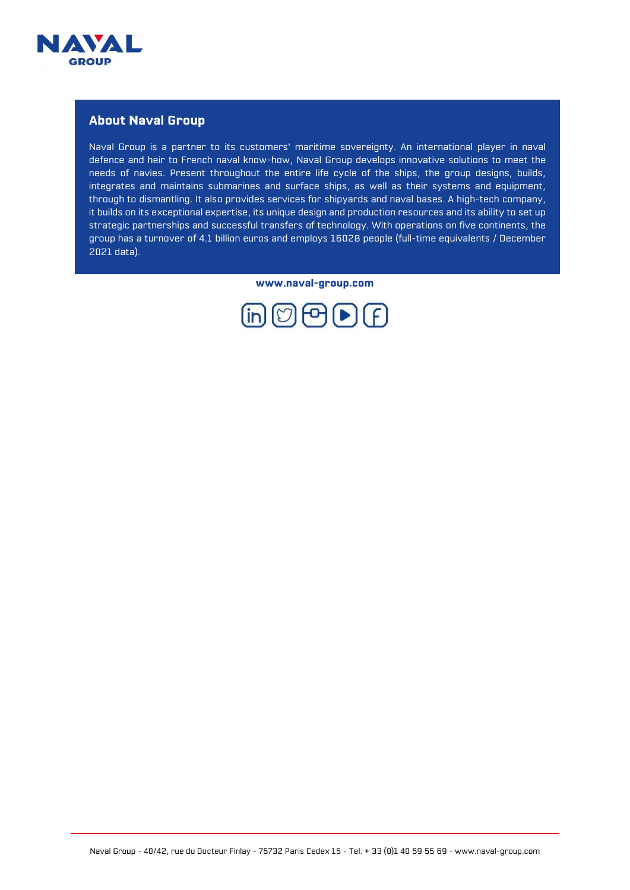## About Naval Group

Naval Group is a partner to its customers' maritime sovereignty. An international player in naval defence and heir to French naval know-how, Naval Group develops innovative solutions to meet the needs of navies. Present throughout the entire life cycle of the ships, the group designs, builds, integrates and maintains submarines and surface ships, as well as their systems and equipment, through to dismantling. It also provides services for shipyards and naval bases. A high-tech company, it builds on its exceptional expertise, its unique design and production resources and its ability to set up strategic partnerships and successful transfers of technology. With operations on five continents, the group has a turnover of 4.1 billion euros and employs 16028 people (full-time equivalents / December 2021 data).

**www.naval-group.com**

Naval Group - 40/42, rue du Docteur Finlay - 75732 Paris Cedex 15 - Tel: + 33 (0)1 40 59 55 69 - www.naval-group.com